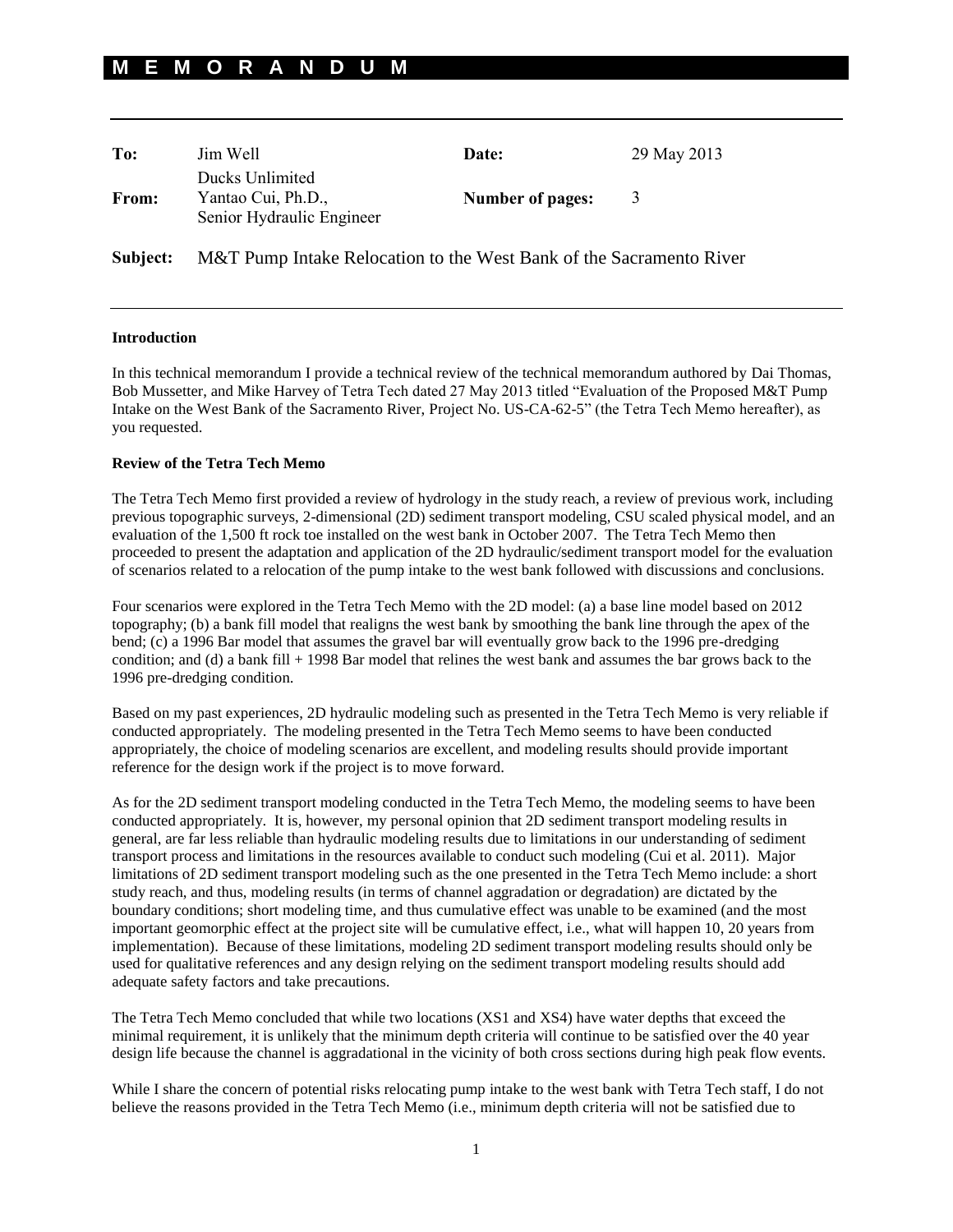# MEMORANDUM

| | | | |
|---|---|---|---|
| **To:** | Jim Well<br>Ducks Unlimited | **Date:** | 29 May 2013 |
| **From:** | Yantao Cui, Ph.D.,<br>Senior Hydraulic Engineer | **Number of pages:** | 3 |

**Subject:** M&T Pump Intake Relocation to the West Bank of the Sacramento River

---

**Introduction**

In this technical memorandum I provide a technical review of the technical memorandum authored by Dai Thomas, Bob Mussetter, and Mike Harvey of Tetra Tech dated 27 May 2013 titled "Evaluation of the Proposed M&T Pump Intake on the West Bank of the Sacramento River, Project No. US-CA-62-5" (the Tetra Tech Memo hereafter), as you requested.

**Review of the Tetra Tech Memo**

The Tetra Tech Memo first provided a review of hydrology in the study reach, a review of previous work, including previous topographic surveys, 2-dimensional (2D) sediment transport modeling, CSU scaled physical model, and an evaluation of the 1,500 ft rock toe installed on the west bank in October 2007. The Tetra Tech Memo then proceeded to present the adaptation and application of the 2D hydraulic/sediment transport model for the evaluation of scenarios related to a relocation of the pump intake to the west bank followed with discussions and conclusions.

Four scenarios were explored in the Tetra Tech Memo with the 2D model: (a) a base line model based on 2012 topography; (b) a bank fill model that realigns the west bank by smoothing the bank line through the apex of the bend; (c) a 1996 Bar model that assumes the gravel bar will eventually grow back to the 1996 pre-dredging condition; and (d) a bank fill + 1998 Bar model that relines the west bank and assumes the bar grows back to the 1996 pre-dredging condition.

Based on my past experiences, 2D hydraulic modeling such as presented in the Tetra Tech Memo is very reliable if conducted appropriately. The modeling presented in the Tetra Tech Memo seems to have been conducted appropriately, the choice of modeling scenarios are excellent, and modeling results should provide important reference for the design work if the project is to move forward.

As for the 2D sediment transport modeling conducted in the Tetra Tech Memo, the modeling seems to have been conducted appropriately. It is, however, my personal opinion that 2D sediment transport modeling results in general, are far less reliable than hydraulic modeling results due to limitations in our understanding of sediment transport process and limitations in the resources available to conduct such modeling (Cui et al. 2011). Major limitations of 2D sediment transport modeling such as the one presented in the Tetra Tech Memo include: a short study reach, and thus, modeling results (in terms of channel aggradation or degradation) are dictated by the boundary conditions; short modeling time, and thus cumulative effect was unable to be examined (and the most important geomorphic effect at the project site will be cumulative effect, i.e., what will happen 10, 20 years from implementation). Because of these limitations, modeling 2D sediment transport modeling results should only be used for qualitative references and any design relying on the sediment transport modeling results should add adequate safety factors and take precautions.

The Tetra Tech Memo concluded that while two locations (XS1 and XS4) have water depths that exceed the minimal requirement, it is unlikely that the minimum depth criteria will continue to be satisfied over the 40 year design life because the channel is aggradational in the vicinity of both cross sections during high peak flow events.

While I share the concern of potential risks relocating pump intake to the west bank with Tetra Tech staff, I do not believe the reasons provided in the Tetra Tech Memo (i.e., minimum depth criteria will not be satisfied due to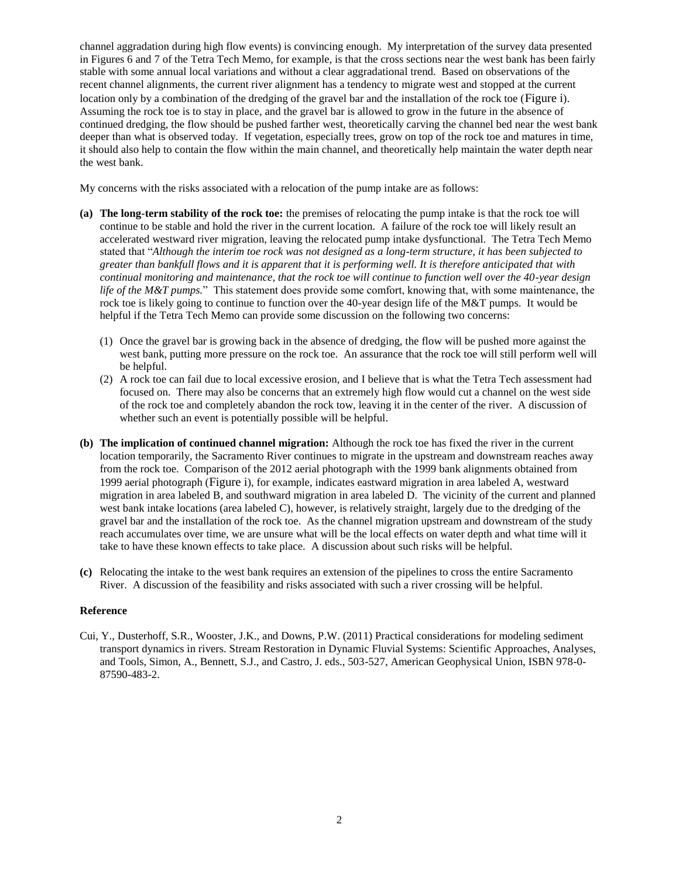channel aggradation during high flow events) is convincing enough. My interpretation of the survey data presented in Figures 6 and 7 of the Tetra Tech Memo, for example, is that the cross sections near the west bank has been fairly stable with some annual local variations and without a clear aggradational trend. Based on observations of the recent channel alignments, the current river alignment has a tendency to migrate west and stopped at the current location only by a combination of the dredging of the gravel bar and the installation of the rock toe (Figure i). Assuming the rock toe is to stay in place, and the gravel bar is allowed to grow in the future in the absence of continued dredging, the flow should be pushed farther west, theoretically carving the channel bed near the west bank deeper than what is observed today. If vegetation, especially trees, grow on top of the rock toe and matures in time, it should also help to contain the flow within the main channel, and theoretically help maintain the water depth near the west bank.

My concerns with the risks associated with a relocation of the pump intake are as follows:

**(a) The long-term stability of the rock toe:** the premises of relocating the pump intake is that the rock toe will continue to be stable and hold the river in the current location. A failure of the rock toe will likely result an accelerated westward river migration, leaving the relocated pump intake dysfunctional. The Tetra Tech Memo stated that "*Although the interim toe rock was not designed as a long-term structure, it has been subjected to greater than bankfull flows and it is apparent that it is performing well. It is therefore anticipated that with continual monitoring and maintenance, that the rock toe will continue to function well over the 40-year design life of the M&T pumps.*" This statement does provide some comfort, knowing that, with some maintenance, the rock toe is likely going to continue to function over the 40-year design life of the M&T pumps. It would be helpful if the Tetra Tech Memo can provide some discussion on the following two concerns:

(1) Once the gravel bar is growing back in the absence of dredging, the flow will be pushed more against the west bank, putting more pressure on the rock toe. An assurance that the rock toe will still perform well will be helpful.

(2) A rock toe can fail due to local excessive erosion, and I believe that is what the Tetra Tech assessment had focused on. There may also be concerns that an extremely high flow would cut a channel on the west side of the rock toe and completely abandon the rock tow, leaving it in the center of the river. A discussion of whether such an event is potentially possible will be helpful.

**(b) The implication of continued channel migration:** Although the rock toe has fixed the river in the current location temporarily, the Sacramento River continues to migrate in the upstream and downstream reaches away from the rock toe. Comparison of the 2012 aerial photograph with the 1999 bank alignments obtained from 1999 aerial photograph (Figure i), for example, indicates eastward migration in area labeled A, westward migration in area labeled B, and southward migration in area labeled D. The vicinity of the current and planned west bank intake locations (area labeled C), however, is relatively straight, largely due to the dredging of the gravel bar and the installation of the rock toe. As the channel migration upstream and downstream of the study reach accumulates over time, we are unsure what will be the local effects on water depth and what time will it take to have these known effects to take place. A discussion about such risks will be helpful.

**(c)** Relocating the intake to the west bank requires an extension of the pipelines to cross the entire Sacramento River. A discussion of the feasibility and risks associated with such a river crossing will be helpful.

**Reference**

Cui, Y., Dusterhoff, S.R., Wooster, J.K., and Downs, P.W. (2011) Practical considerations for modeling sediment transport dynamics in rivers. Stream Restoration in Dynamic Fluvial Systems: Scientific Approaches, Analyses, and Tools, Simon, A., Bennett, S.J., and Castro, J. eds., 503-527, American Geophysical Union, ISBN 978-0-87590-483-2.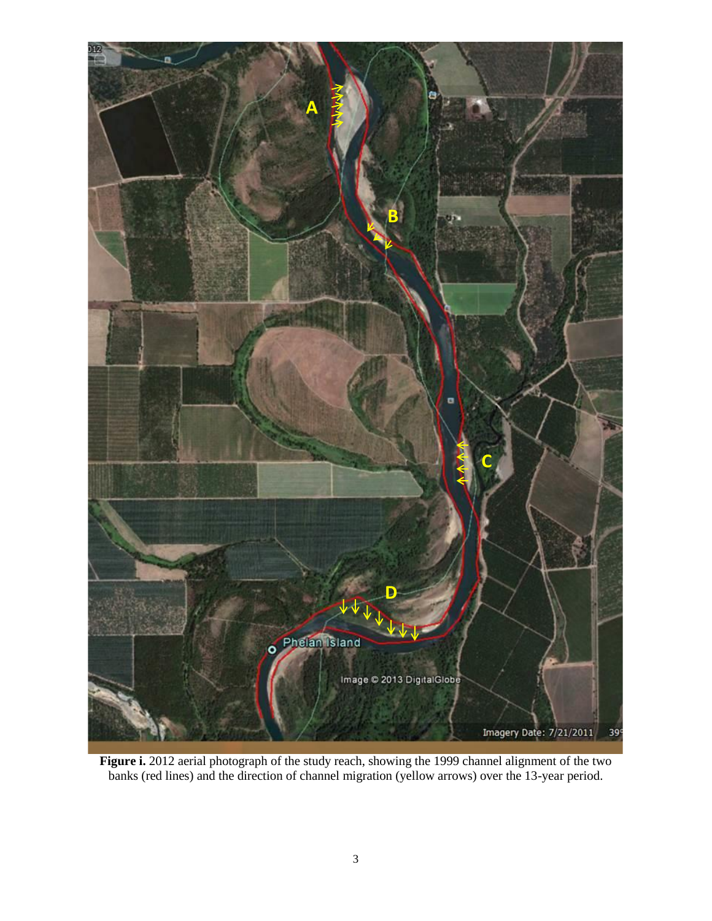A

B

C

D

Phelan Island

Image © 2013 DigitalGlobe

Imagery Date: 7/21/2011

**Figure i.** 2012 aerial photograph of the study reach, showing the 1999 channel alignment of the two banks (red lines) and the direction of channel migration (yellow arrows) over the 13-year period.